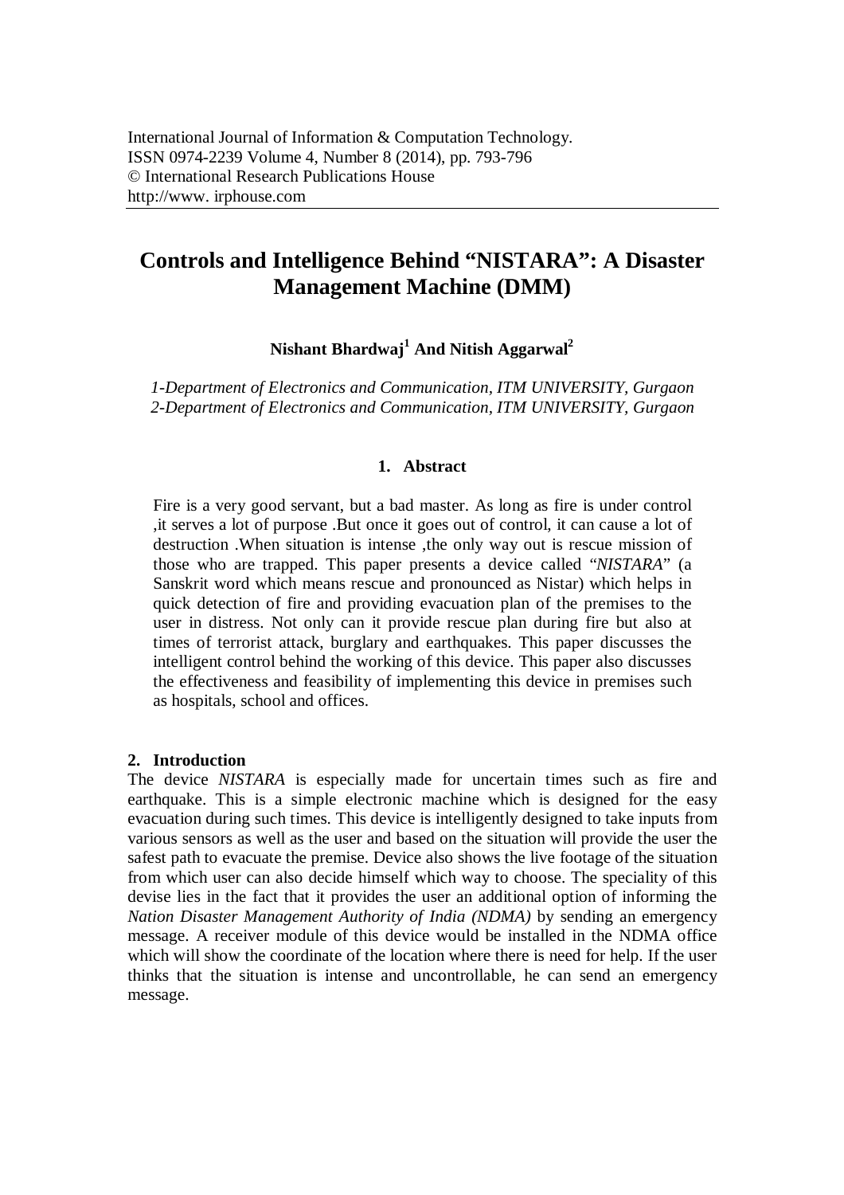# Controls and Intelligence Behind "NISTARA": A Disaster Management Machine (DMM)

**Nishant Bhardwaj[1] And Nitish Aggarwal[2]**

*1-Department of Electronics and Communication, ITM UNIVERSITY, Gurgaon*
*2-Department of Electronics and Communication, ITM UNIVERSITY, Gurgaon*

## 1. Abstract

Fire is a very good servant, but a bad master. As long as fire is under control ,it serves a lot of purpose .But once it goes out of control, it can cause a lot of destruction .When situation is intense ,the only way out is rescue mission of those who are trapped. This paper presents a device called "*NISTARA*" (a Sanskrit word which means rescue and pronounced as Nistar) which helps in quick detection of fire and providing evacuation plan of the premises to the user in distress. Not only can it provide rescue plan during fire but also at times of terrorist attack, burglary and earthquakes. This paper discusses the intelligent control behind the working of this device. This paper also discusses the effectiveness and feasibility of implementing this device in premises such as hospitals, school and offices.

## 2. Introduction

The device *NISTARA* is especially made for uncertain times such as fire and earthquake. This is a simple electronic machine which is designed for the easy evacuation during such times. This device is intelligently designed to take inputs from various sensors as well as the user and based on the situation will provide the user the safest path to evacuate the premise. Device also shows the live footage of the situation from which user can also decide himself which way to choose. The speciality of this devise lies in the fact that it provides the user an additional option of informing the *Nation Disaster Management Authority of India (NDMA)* by sending an emergency message. A receiver module of this device would be installed in the NDMA office which will show the coordinate of the location where there is need for help. If the user thinks that the situation is intense and uncontrollable, he can send an emergency message.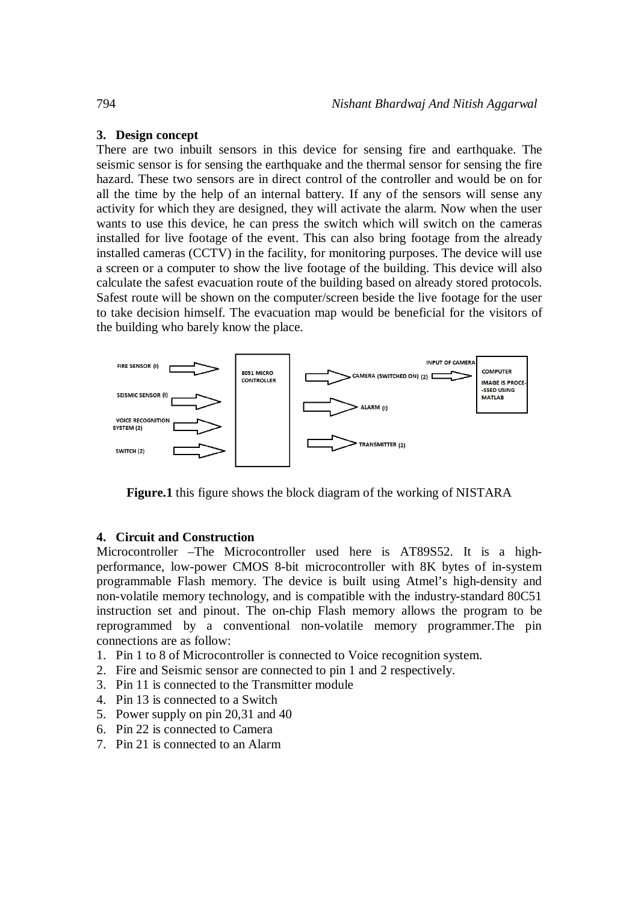## 3. Design concept

There are two inbuilt sensors in this device for sensing fire and earthquake. The seismic sensor is for sensing the earthquake and the thermal sensor for sensing the fire hazard. These two sensors are in direct control of the controller and would be on for all the time by the help of an internal battery. If any of the sensors will sense any activity for which they are designed, they will activate the alarm. Now when the user wants to use this device, he can press the switch which will switch on the cameras installed for live footage of the event. This can also bring footage from the already installed cameras (CCTV) in the facility, for monitoring purposes. The device will use a screen or a computer to show the live footage of the building. This device will also calculate the safest evacuation route of the building based on already stored protocols. Safest route will be shown on the computer/screen beside the live footage for the user to take decision himself. The evacuation map would be beneficial for the visitors of the building who barely know the place.

**Figure.1** this figure shows the block diagram of the working of NISTARA

## 4. Circuit and Construction

Microcontroller –The Microcontroller used here is AT89S52. It is a high-performance, low-power CMOS 8-bit microcontroller with 8K bytes of in-system programmable Flash memory. The device is built using Atmel's high-density and non-volatile memory technology, and is compatible with the industry-standard 80C51 instruction set and pinout. The on-chip Flash memory allows the program to be reprogrammed by a conventional non-volatile memory programmer.The pin connections are as follow:

1. Pin 1 to 8 of Microcontroller is connected to Voice recognition system.
2. Fire and Seismic sensor are connected to pin 1 and 2 respectively.
3. Pin 11 is connected to the Transmitter module
4. Pin 13 is connected to a Switch
5. Power supply on pin 20,31 and 40
6. Pin 22 is connected to Camera
7. Pin 21 is connected to an Alarm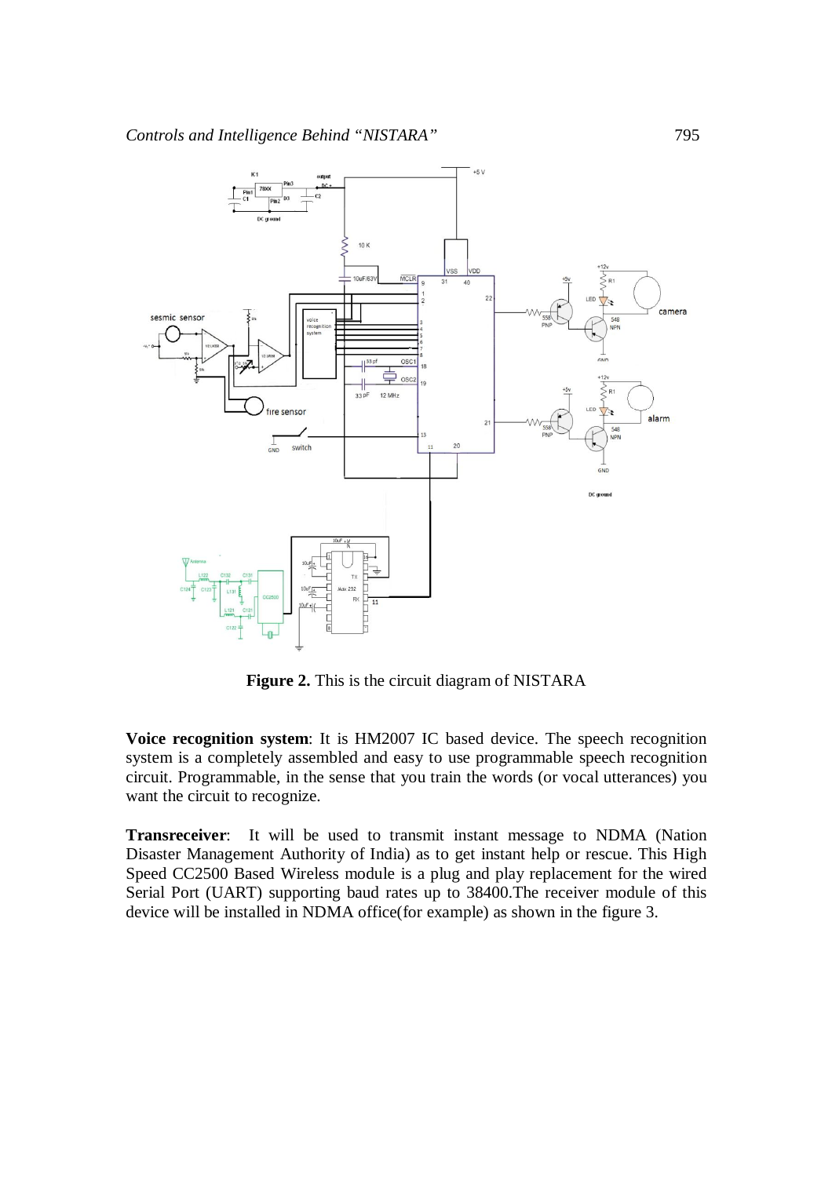**Figure 2.** This is the circuit diagram of NISTARA

**Voice recognition system**: It is HM2007 IC based device. The speech recognition system is a completely assembled and easy to use programmable speech recognition circuit. Programmable, in the sense that you train the words (or vocal utterances) you want the circuit to recognize.

**Transreceiver**: It will be used to transmit instant message to NDMA (Nation Disaster Management Authority of India) as to get instant help or rescue. This High Speed CC2500 Based Wireless module is a plug and play replacement for the wired Serial Port (UART) supporting baud rates up to 38400.The receiver module of this device will be installed in NDMA office(for example) as shown in the figure 3.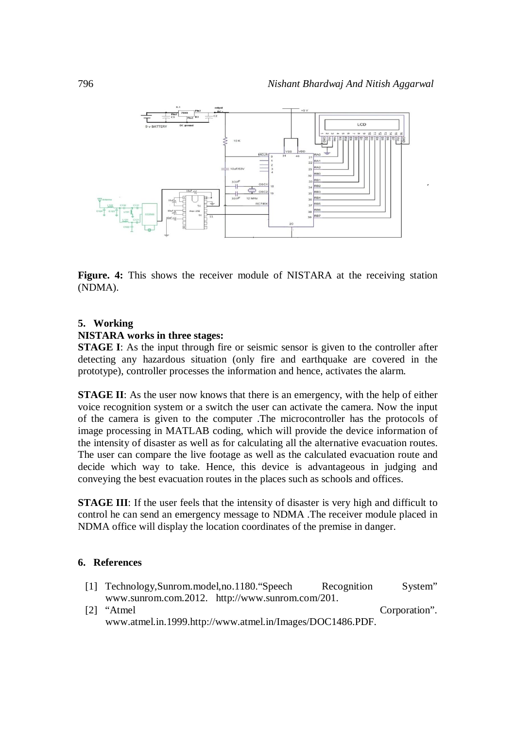Figure. 4: This shows the receiver module of NISTARA at the receiving station (NDMA).

## 5. Working

**NISTARA works in three stages:**

**STAGE I**: As the input through fire or seismic sensor is given to the controller after detecting any hazardous situation (only fire and earthquake are covered in the prototype), controller processes the information and hence, activates the alarm.

**STAGE II**: As the user now knows that there is an emergency, with the help of either voice recognition system or a switch the user can activate the camera. Now the input of the camera is given to the computer .The microcontroller has the protocols of image processing in MATLAB coding, which will provide the device information of the intensity of disaster as well as for calculating all the alternative evacuation routes. The user can compare the live footage as well as the calculated evacuation route and decide which way to take. Hence, this device is advantageous in judging and conveying the best evacuation routes in the places such as schools and offices.

**STAGE III**: If the user feels that the intensity of disaster is very high and difficult to control he can send an emergency message to NDMA .The receiver module placed in NDMA office will display the location coordinates of the premise in danger.

## 6. References

[1] Technology,Sunrom.model,no.1180."Speech Recognition System" www.sunrom.com.2012. http://www.sunrom.com/201.

[2] "Atmel Corporation". www.atmel.in.1999.http://www.atmel.in/Images/DOC1486.PDF.